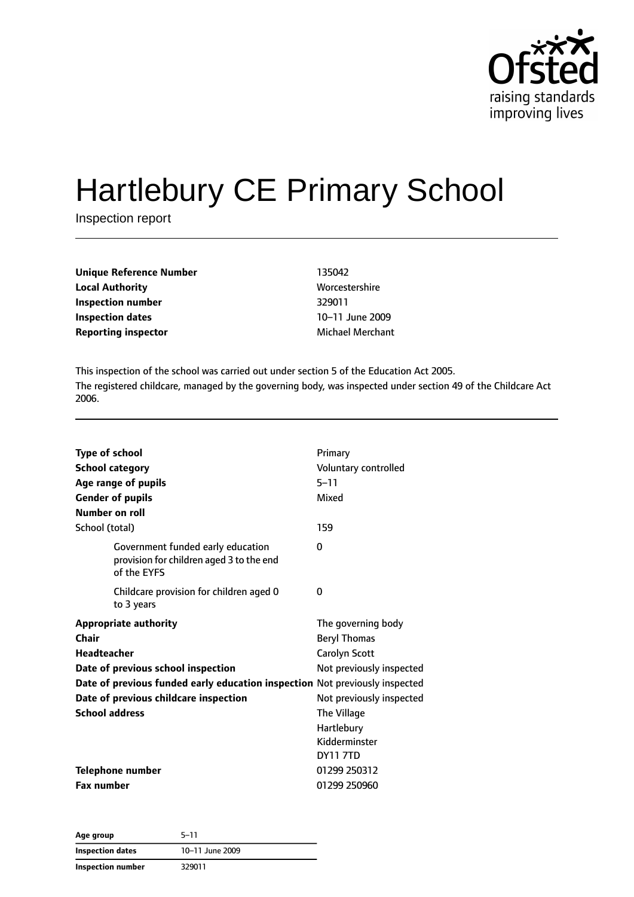# Hartlebury CE Primary School

Inspection report

| | |
|---|---|
| **Unique Reference Number** | 135042 |
| **Local Authority** | Worcestershire |
| **Inspection number** | 329011 |
| **Inspection dates** | 10–11 June 2009 |
| **Reporting inspector** | Michael Merchant |

This inspection of the school was carried out under section 5 of the Education Act 2005.

The registered childcare, managed by the governing body, was inspected under section 49 of the Childcare Act 2006.

| | |
|---|---|
| **Type of school** | Primary |
| **School category** | Voluntary controlled |
| **Age range of pupils** | 5–11 |
| **Gender of pupils** | Mixed |
| **Number on roll** | |
| School (total) | 159 |
| Government funded early education provision for children aged 3 to the end of the EYFS | 0 |
| Childcare provision for children aged 0 to 3 years | 0 |
| **Appropriate authority** | The governing body |
| **Chair** | Beryl Thomas |
| **Headteacher** | Carolyn Scott |
| **Date of previous school inspection** | Not previously inspected |
| **Date of previous funded early education inspection** | Not previously inspected |
| **Date of previous childcare inspection** | Not previously inspected |
| **School address** | The Village<br>Hartlebury<br>Kidderminster<br>DY11 7TD |
| **Telephone number** | 01299 250312 |
| **Fax number** | 01299 250960 |

| | |
|---|---|
| **Age group** | 5–11 |
| **Inspection dates** | 10–11 June 2009 |
| **Inspection number** | 329011 |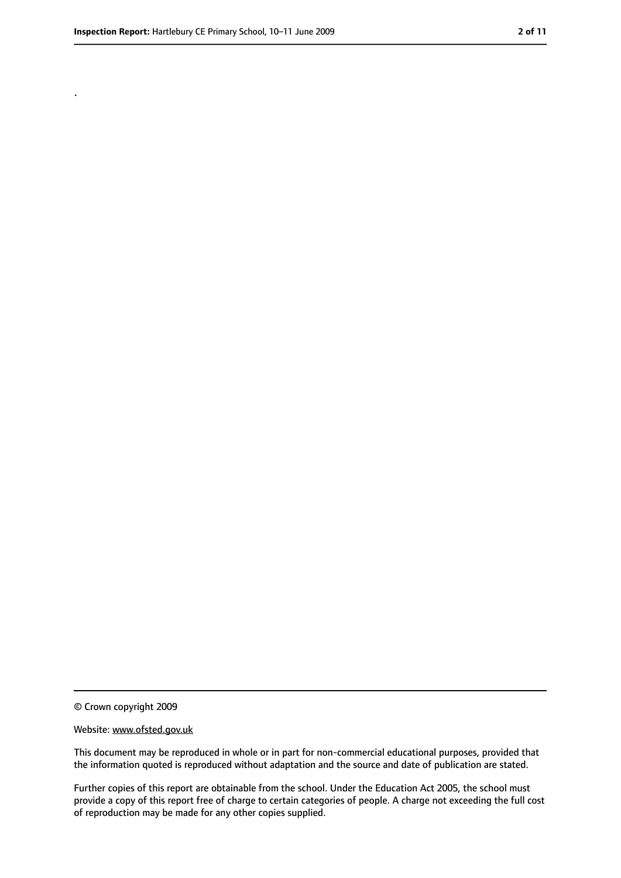.

© Crown copyright 2009

Website: www.ofsted.gov.uk

This document may be reproduced in whole or in part for non-commercial educational purposes, provided that the information quoted is reproduced without adaptation and the source and date of publication are stated.

Further copies of this report are obtainable from the school. Under the Education Act 2005, the school must provide a copy of this report free of charge to certain categories of people. A charge not exceeding the full cost of reproduction may be made for any other copies supplied.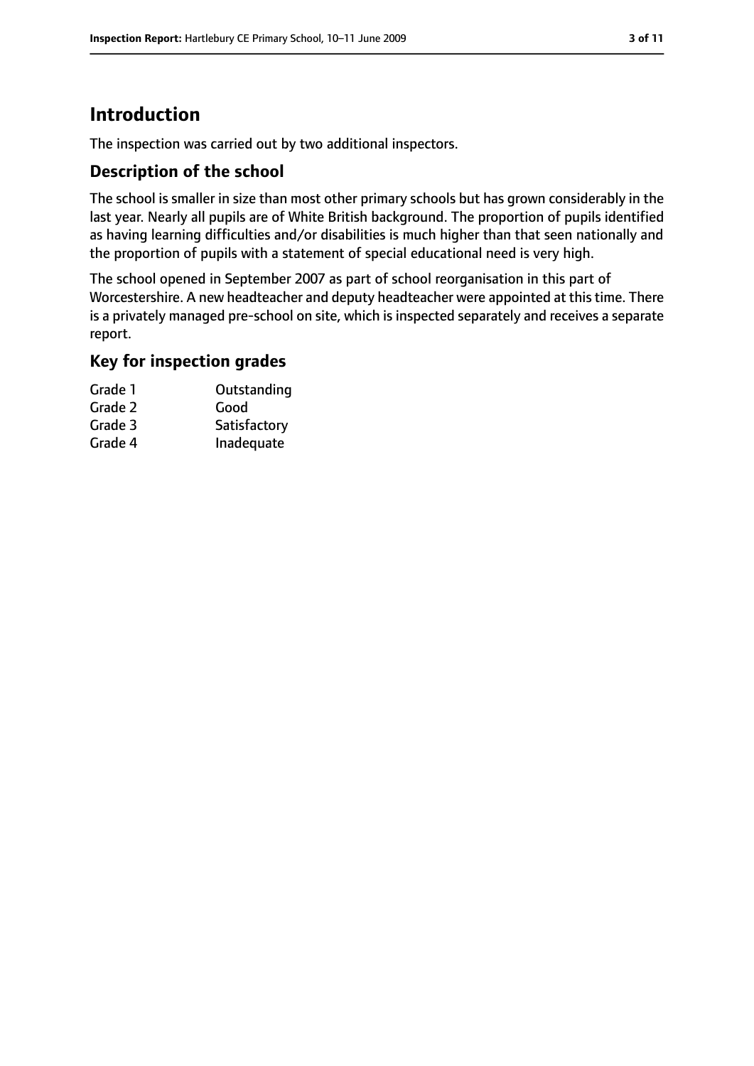# Introduction

The inspection was carried out by two additional inspectors.

## Description of the school

The school is smaller in size than most other primary schools but has grown considerably in the last year. Nearly all pupils are of White British background. The proportion of pupils identified as having learning difficulties and/or disabilities is much higher than that seen nationally and the proportion of pupils with a statement of special educational need is very high.

The school opened in September 2007 as part of school reorganisation in this part of Worcestershire. A new headteacher and deputy headteacher were appointed at this time. There is a privately managed pre-school on site, which is inspected separately and receives a separate report.

## Key for inspection grades

| | |
|---|---|
| Grade 1 | Outstanding |
| Grade 2 | Good |
| Grade 3 | Satisfactory |
| Grade 4 | Inadequate |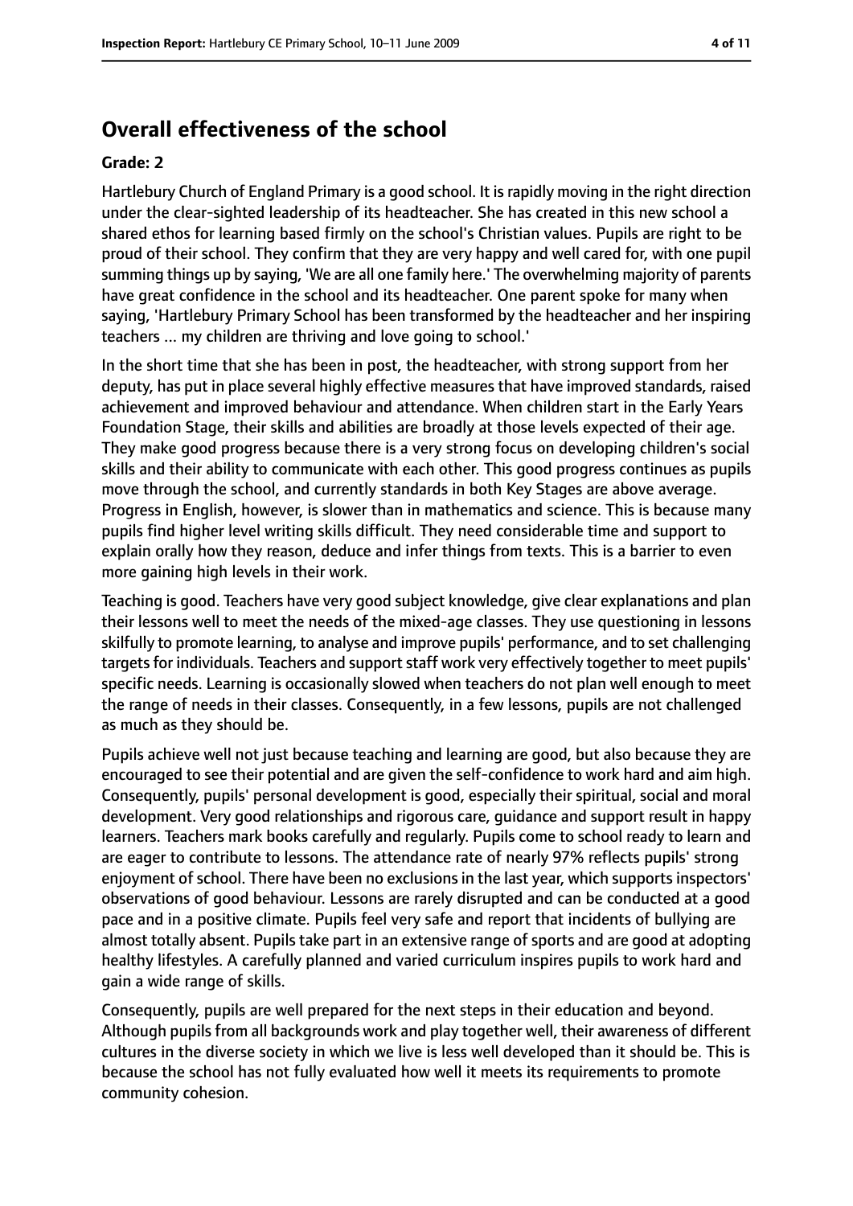## Overall effectiveness of the school

### Grade: 2

Hartlebury Church of England Primary is a good school. It is rapidly moving in the right direction under the clear-sighted leadership of its headteacher. She has created in this new school a shared ethos for learning based firmly on the school's Christian values. Pupils are right to be proud of their school. They confirm that they are very happy and well cared for, with one pupil summing things up by saying, 'We are all one family here.' The overwhelming majority of parents have great confidence in the school and its headteacher. One parent spoke for many when saying, 'Hartlebury Primary School has been transformed by the headteacher and her inspiring teachers ... my children are thriving and love going to school.'

In the short time that she has been in post, the headteacher, with strong support from her deputy, has put in place several highly effective measures that have improved standards, raised achievement and improved behaviour and attendance. When children start in the Early Years Foundation Stage, their skills and abilities are broadly at those levels expected of their age. They make good progress because there is a very strong focus on developing children's social skills and their ability to communicate with each other. This good progress continues as pupils move through the school, and currently standards in both Key Stages are above average. Progress in English, however, is slower than in mathematics and science. This is because many pupils find higher level writing skills difficult. They need considerable time and support to explain orally how they reason, deduce and infer things from texts. This is a barrier to even more gaining high levels in their work.

Teaching is good. Teachers have very good subject knowledge, give clear explanations and plan their lessons well to meet the needs of the mixed-age classes. They use questioning in lessons skilfully to promote learning, to analyse and improve pupils' performance, and to set challenging targets for individuals. Teachers and support staff work very effectively together to meet pupils' specific needs. Learning is occasionally slowed when teachers do not plan well enough to meet the range of needs in their classes. Consequently, in a few lessons, pupils are not challenged as much as they should be.

Pupils achieve well not just because teaching and learning are good, but also because they are encouraged to see their potential and are given the self-confidence to work hard and aim high. Consequently, pupils' personal development is good, especially their spiritual, social and moral development. Very good relationships and rigorous care, guidance and support result in happy learners. Teachers mark books carefully and regularly. Pupils come to school ready to learn and are eager to contribute to lessons. The attendance rate of nearly 97% reflects pupils' strong enjoyment of school. There have been no exclusions in the last year, which supports inspectors' observations of good behaviour. Lessons are rarely disrupted and can be conducted at a good pace and in a positive climate. Pupils feel very safe and report that incidents of bullying are almost totally absent. Pupils take part in an extensive range of sports and are good at adopting healthy lifestyles. A carefully planned and varied curriculum inspires pupils to work hard and gain a wide range of skills.

Consequently, pupils are well prepared for the next steps in their education and beyond. Although pupils from all backgrounds work and play together well, their awareness of different cultures in the diverse society in which we live is less well developed than it should be. This is because the school has not fully evaluated how well it meets its requirements to promote community cohesion.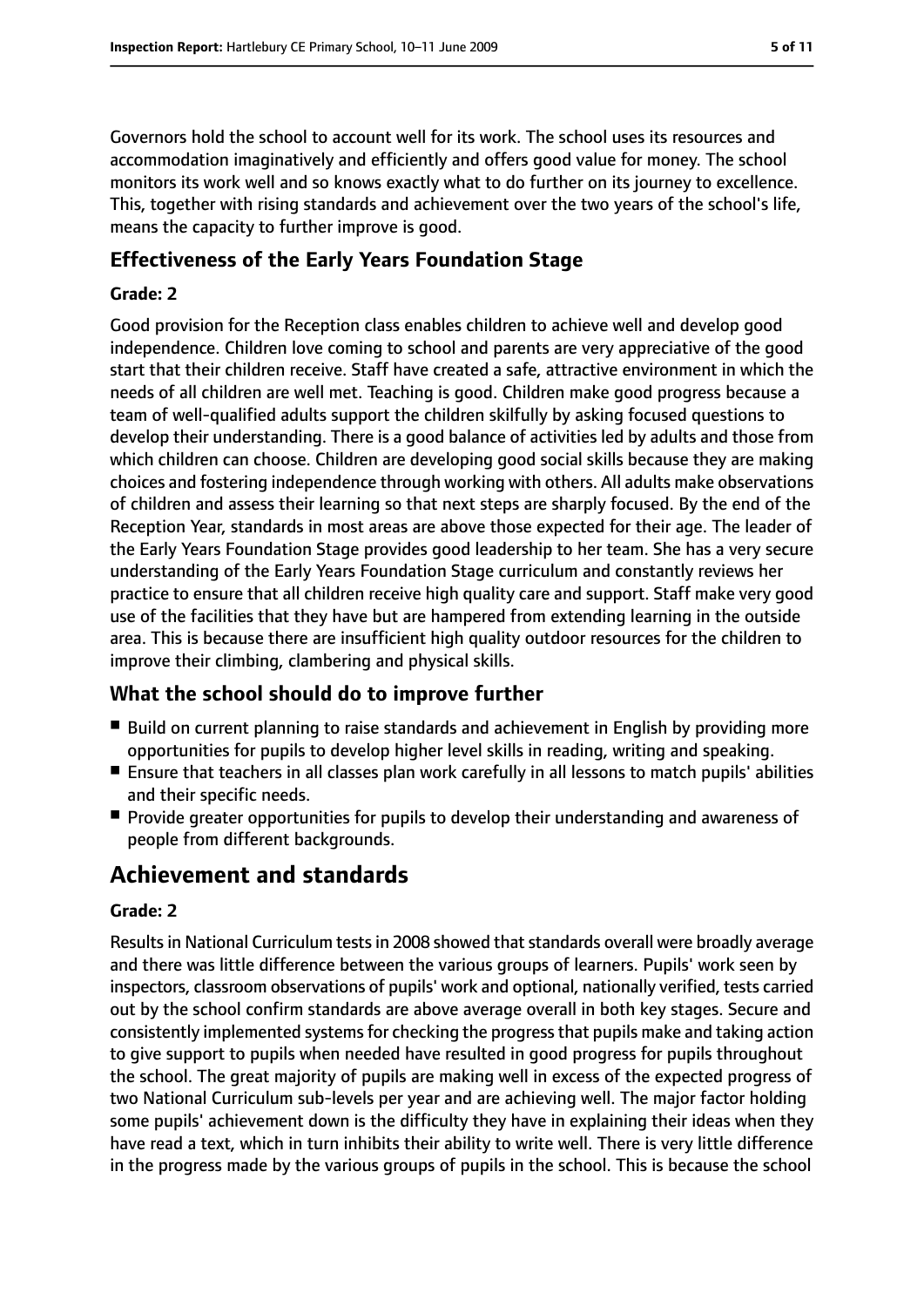Governors hold the school to account well for its work. The school uses its resources and accommodation imaginatively and efficiently and offers good value for money. The school monitors its work well and so knows exactly what to do further on its journey to excellence. This, together with rising standards and achievement over the two years of the school's life, means the capacity to further improve is good.

### Effectiveness of the Early Years Foundation Stage

#### Grade: 2

Good provision for the Reception class enables children to achieve well and develop good independence. Children love coming to school and parents are very appreciative of the good start that their children receive. Staff have created a safe, attractive environment in which the needs of all children are well met. Teaching is good. Children make good progress because a team of well-qualified adults support the children skilfully by asking focused questions to develop their understanding. There is a good balance of activities led by adults and those from which children can choose. Children are developing good social skills because they are making choices and fostering independence through working with others. All adults make observations of children and assess their learning so that next steps are sharply focused. By the end of the Reception Year, standards in most areas are above those expected for their age. The leader of the Early Years Foundation Stage provides good leadership to her team. She has a very secure understanding of the Early Years Foundation Stage curriculum and constantly reviews her practice to ensure that all children receive high quality care and support. Staff make very good use of the facilities that they have but are hampered from extending learning in the outside area. This is because there are insufficient high quality outdoor resources for the children to improve their climbing, clambering and physical skills.

### What the school should do to improve further

- Build on current planning to raise standards and achievement in English by providing more opportunities for pupils to develop higher level skills in reading, writing and speaking.
- Ensure that teachers in all classes plan work carefully in all lessons to match pupils' abilities and their specific needs.
- Provide greater opportunities for pupils to develop their understanding and awareness of people from different backgrounds.

## Achievement and standards

#### Grade: 2

Results in National Curriculum tests in 2008 showed that standards overall were broadly average and there was little difference between the various groups of learners. Pupils' work seen by inspectors, classroom observations of pupils' work and optional, nationally verified, tests carried out by the school confirm standards are above average overall in both key stages. Secure and consistently implemented systems for checking the progress that pupils make and taking action to give support to pupils when needed have resulted in good progress for pupils throughout the school. The great majority of pupils are making well in excess of the expected progress of two National Curriculum sub-levels per year and are achieving well. The major factor holding some pupils' achievement down is the difficulty they have in explaining their ideas when they have read a text, which in turn inhibits their ability to write well. There is very little difference in the progress made by the various groups of pupils in the school. This is because the school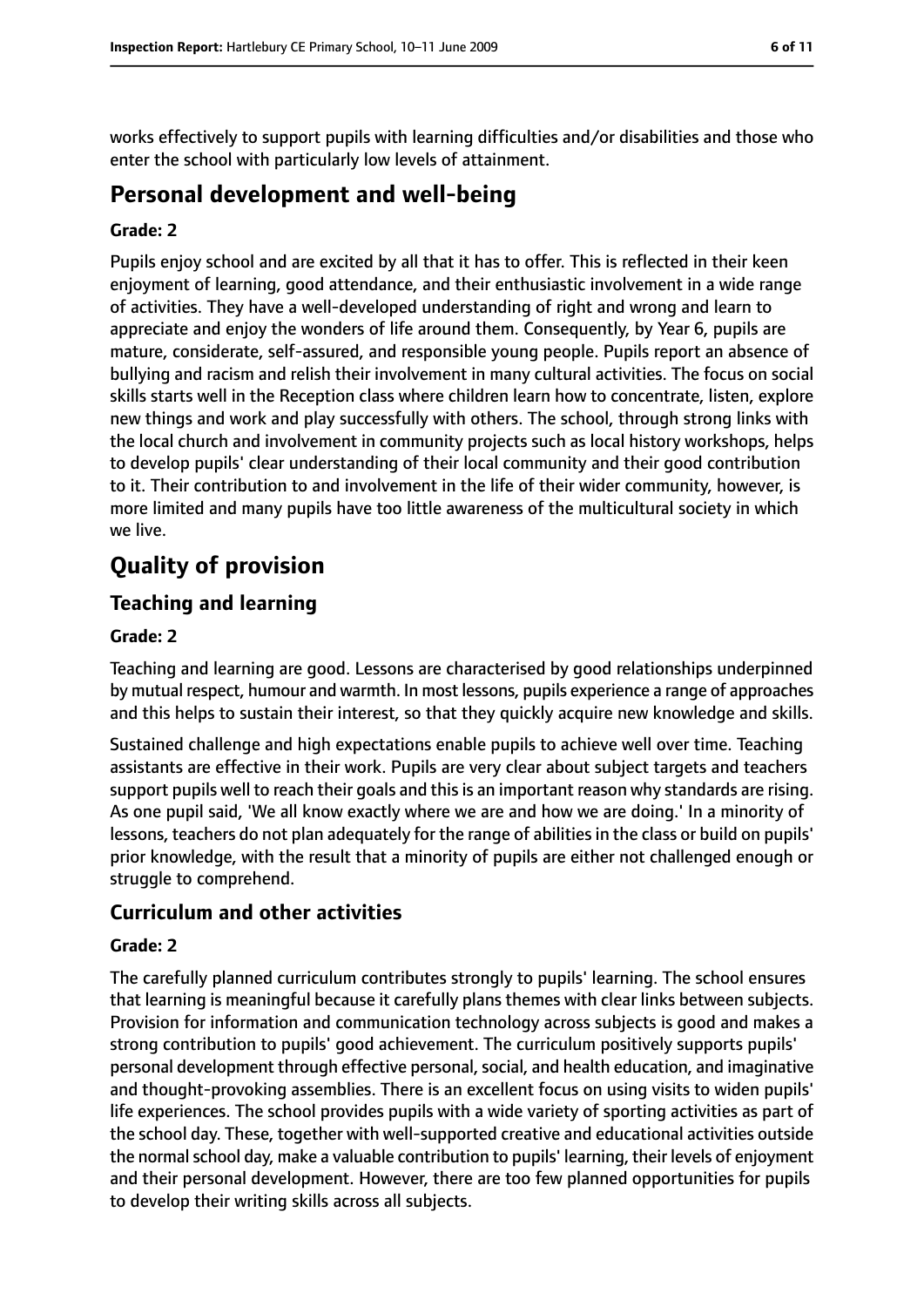works effectively to support pupils with learning difficulties and/or disabilities and those who enter the school with particularly low levels of attainment.

## Personal development and well-being

**Grade: 2**

Pupils enjoy school and are excited by all that it has to offer. This is reflected in their keen enjoyment of learning, good attendance, and their enthusiastic involvement in a wide range of activities. They have a well-developed understanding of right and wrong and learn to appreciate and enjoy the wonders of life around them. Consequently, by Year 6, pupils are mature, considerate, self-assured, and responsible young people. Pupils report an absence of bullying and racism and relish their involvement in many cultural activities. The focus on social skills starts well in the Reception class where children learn how to concentrate, listen, explore new things and work and play successfully with others. The school, through strong links with the local church and involvement in community projects such as local history workshops, helps to develop pupils' clear understanding of their local community and their good contribution to it. Their contribution to and involvement in the life of their wider community, however, is more limited and many pupils have too little awareness of the multicultural society in which we live.

# Quality of provision

## Teaching and learning

**Grade: 2**

Teaching and learning are good. Lessons are characterised by good relationships underpinned by mutual respect, humour and warmth. In most lessons, pupils experience a range of approaches and this helps to sustain their interest, so that they quickly acquire new knowledge and skills.

Sustained challenge and high expectations enable pupils to achieve well over time. Teaching assistants are effective in their work. Pupils are very clear about subject targets and teachers support pupils well to reach their goals and this is an important reason why standards are rising. As one pupil said, 'We all know exactly where we are and how we are doing.' In a minority of lessons, teachers do not plan adequately for the range of abilities in the class or build on pupils' prior knowledge, with the result that a minority of pupils are either not challenged enough or struggle to comprehend.

## Curriculum and other activities

**Grade: 2**

The carefully planned curriculum contributes strongly to pupils' learning. The school ensures that learning is meaningful because it carefully plans themes with clear links between subjects. Provision for information and communication technology across subjects is good and makes a strong contribution to pupils' good achievement. The curriculum positively supports pupils' personal development through effective personal, social, and health education, and imaginative and thought-provoking assemblies. There is an excellent focus on using visits to widen pupils' life experiences. The school provides pupils with a wide variety of sporting activities as part of the school day. These, together with well-supported creative and educational activities outside the normal school day, make a valuable contribution to pupils' learning, their levels of enjoyment and their personal development. However, there are too few planned opportunities for pupils to develop their writing skills across all subjects.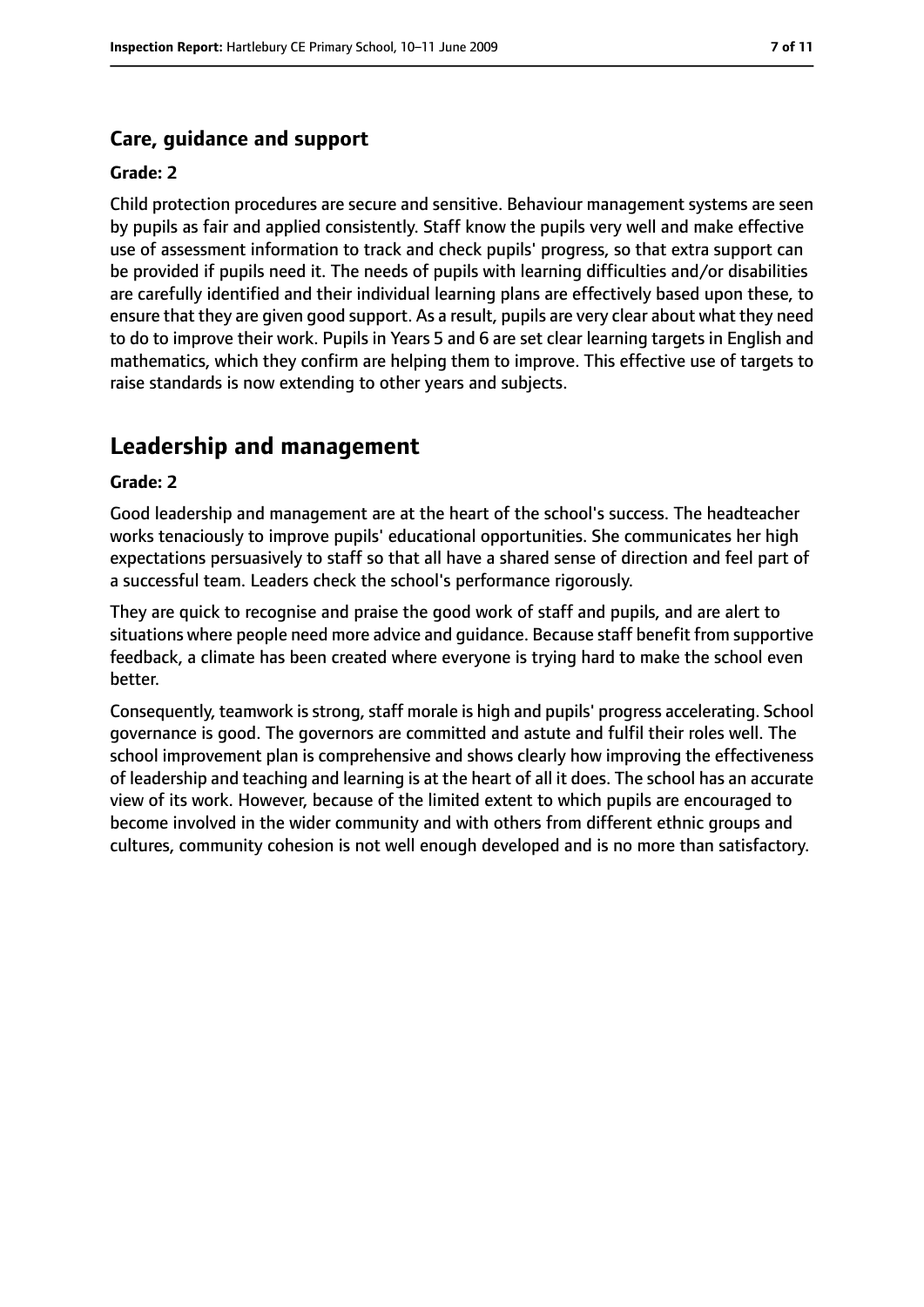### Care, guidance and support

**Grade: 2**

Child protection procedures are secure and sensitive. Behaviour management systems are seen by pupils as fair and applied consistently. Staff know the pupils very well and make effective use of assessment information to track and check pupils' progress, so that extra support can be provided if pupils need it. The needs of pupils with learning difficulties and/or disabilities are carefully identified and their individual learning plans are effectively based upon these, to ensure that they are given good support. As a result, pupils are very clear about what they need to do to improve their work. Pupils in Years 5 and 6 are set clear learning targets in English and mathematics, which they confirm are helping them to improve. This effective use of targets to raise standards is now extending to other years and subjects.

## Leadership and management

**Grade: 2**

Good leadership and management are at the heart of the school's success. The headteacher works tenaciously to improve pupils' educational opportunities. She communicates her high expectations persuasively to staff so that all have a shared sense of direction and feel part of a successful team. Leaders check the school's performance rigorously.

They are quick to recognise and praise the good work of staff and pupils, and are alert to situations where people need more advice and guidance. Because staff benefit from supportive feedback, a climate has been created where everyone is trying hard to make the school even better.

Consequently, teamwork is strong, staff morale is high and pupils' progress accelerating. School governance is good. The governors are committed and astute and fulfil their roles well. The school improvement plan is comprehensive and shows clearly how improving the effectiveness of leadership and teaching and learning is at the heart of all it does. The school has an accurate view of its work. However, because of the limited extent to which pupils are encouraged to become involved in the wider community and with others from different ethnic groups and cultures, community cohesion is not well enough developed and is no more than satisfactory.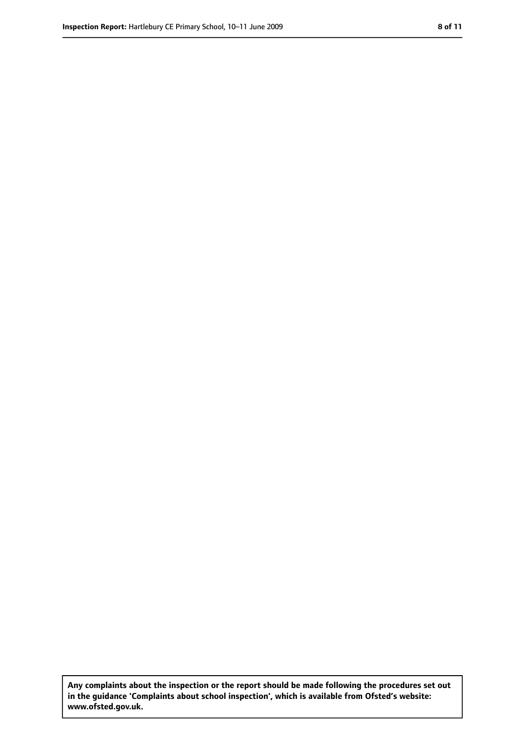**Any complaints about the inspection or the report should be made following the procedures set out in the guidance 'Complaints about school inspection', which is available from Ofsted's website: www.ofsted.gov.uk.**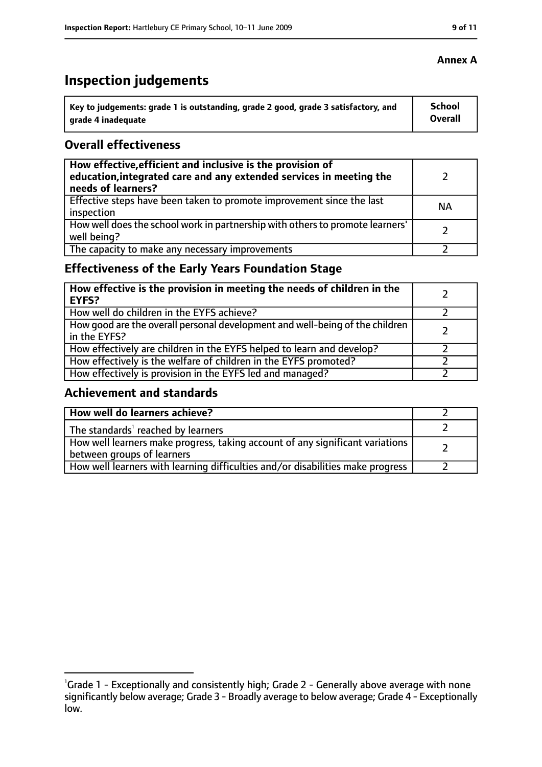**Annex A**

# Inspection judgements

| Key to judgements: grade 1 is outstanding, grade 2 good, grade 3 satisfactory, and grade 4 inadequate | School Overall |
|---|---|

## Overall effectiveness

| | |
|---|---|
| **How effective, efficient and inclusive is the provision of education, integrated care and any extended services in meeting the needs of learners?** | 2 |
| Effective steps have been taken to promote improvement since the last inspection | NA |
| How well does the school work in partnership with others to promote learners' well being? | 2 |
| The capacity to make any necessary improvements | 2 |

## Effectiveness of the Early Years Foundation Stage

| | |
|---|---|
| **How effective is the provision in meeting the needs of children in the EYFS?** | 2 |
| How well do children in the EYFS achieve? | 2 |
| How good are the overall personal development and well-being of the children in the EYFS? | 2 |
| How effectively are children in the EYFS helped to learn and develop? | 2 |
| How effectively is the welfare of children in the EYFS promoted? | 2 |
| How effectively is provision in the EYFS led and managed? | 2 |

## Achievement and standards

| | |
|---|---|
| **How well do learners achieve?** | 2 |
| The standards[1] reached by learners | 2 |
| How well learners make progress, taking account of any significant variations between groups of learners | 2 |
| How well learners with learning difficulties and/or disabilities make progress | 2 |

[1]Grade 1 - Exceptionally and consistently high; Grade 2 - Generally above average with none significantly below average; Grade 3 - Broadly average to below average; Grade 4 - Exceptionally low.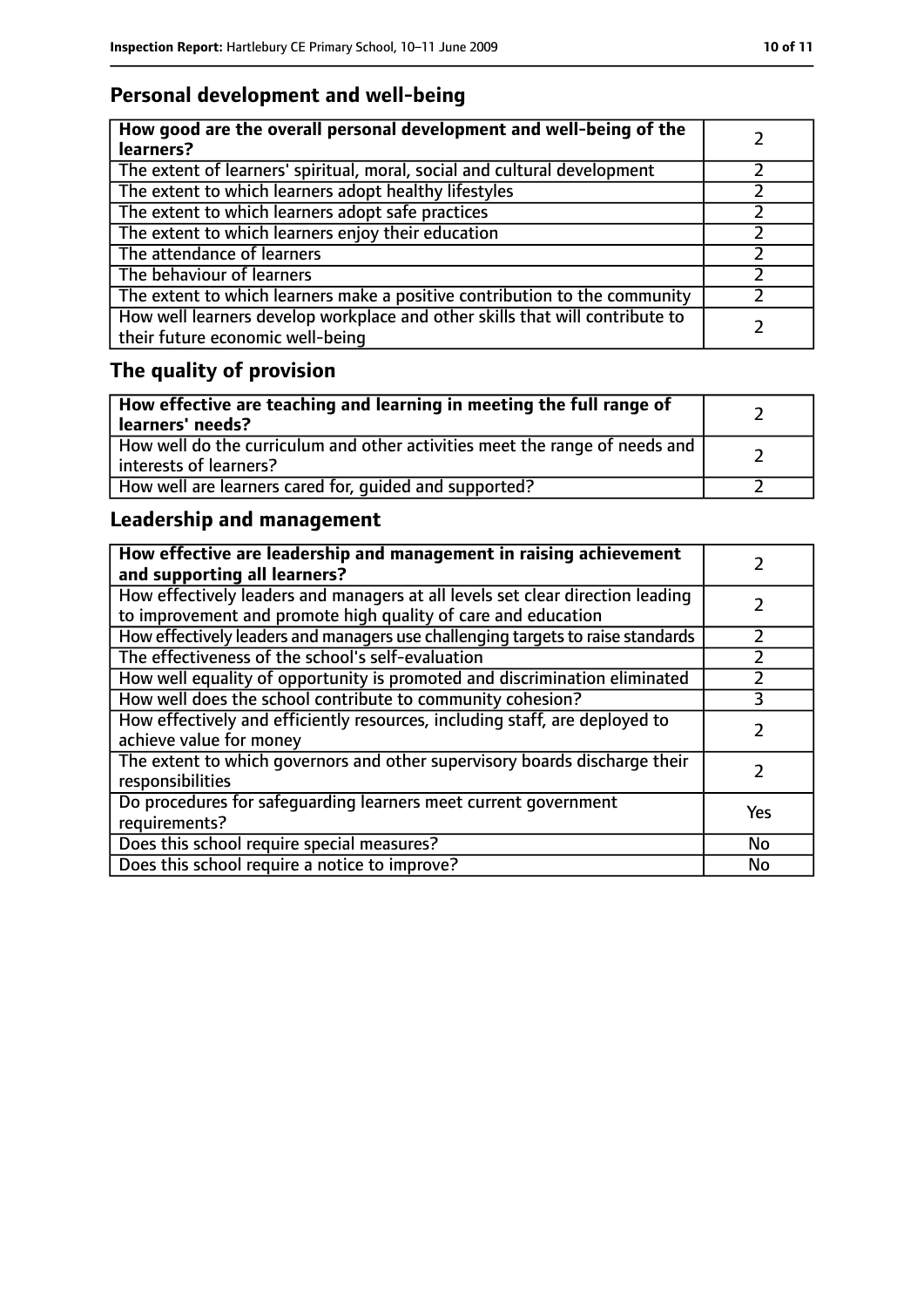## Personal development and well-being

| How good are the overall personal development and well-being of the learners? | 2 |
|---|---|
| The extent of learners' spiritual, moral, social and cultural development | 2 |
| The extent to which learners adopt healthy lifestyles | 2 |
| The extent to which learners adopt safe practices | 2 |
| The extent to which learners enjoy their education | 2 |
| The attendance of learners | 2 |
| The behaviour of learners | 2 |
| The extent to which learners make a positive contribution to the community | 2 |
| How well learners develop workplace and other skills that will contribute to their future economic well-being | 2 |

## The quality of provision

| How effective are teaching and learning in meeting the full range of learners' needs? | 2 |
|---|---|
| How well do the curriculum and other activities meet the range of needs and interests of learners? | 2 |
| How well are learners cared for, guided and supported? | 2 |

## Leadership and management

| How effective are leadership and management in raising achievement and supporting all learners? | 2 |
|---|---|
| How effectively leaders and managers at all levels set clear direction leading to improvement and promote high quality of care and education | 2 |
| How effectively leaders and managers use challenging targets to raise standards | 2 |
| The effectiveness of the school's self-evaluation | 2 |
| How well equality of opportunity is promoted and discrimination eliminated | 2 |
| How well does the school contribute to community cohesion? | 3 |
| How effectively and efficiently resources, including staff, are deployed to achieve value for money | 2 |
| The extent to which governors and other supervisory boards discharge their responsibilities | 2 |
| Do procedures for safeguarding learners meet current government requirements? | Yes |
| Does this school require special measures? | No |
| Does this school require a notice to improve? | No |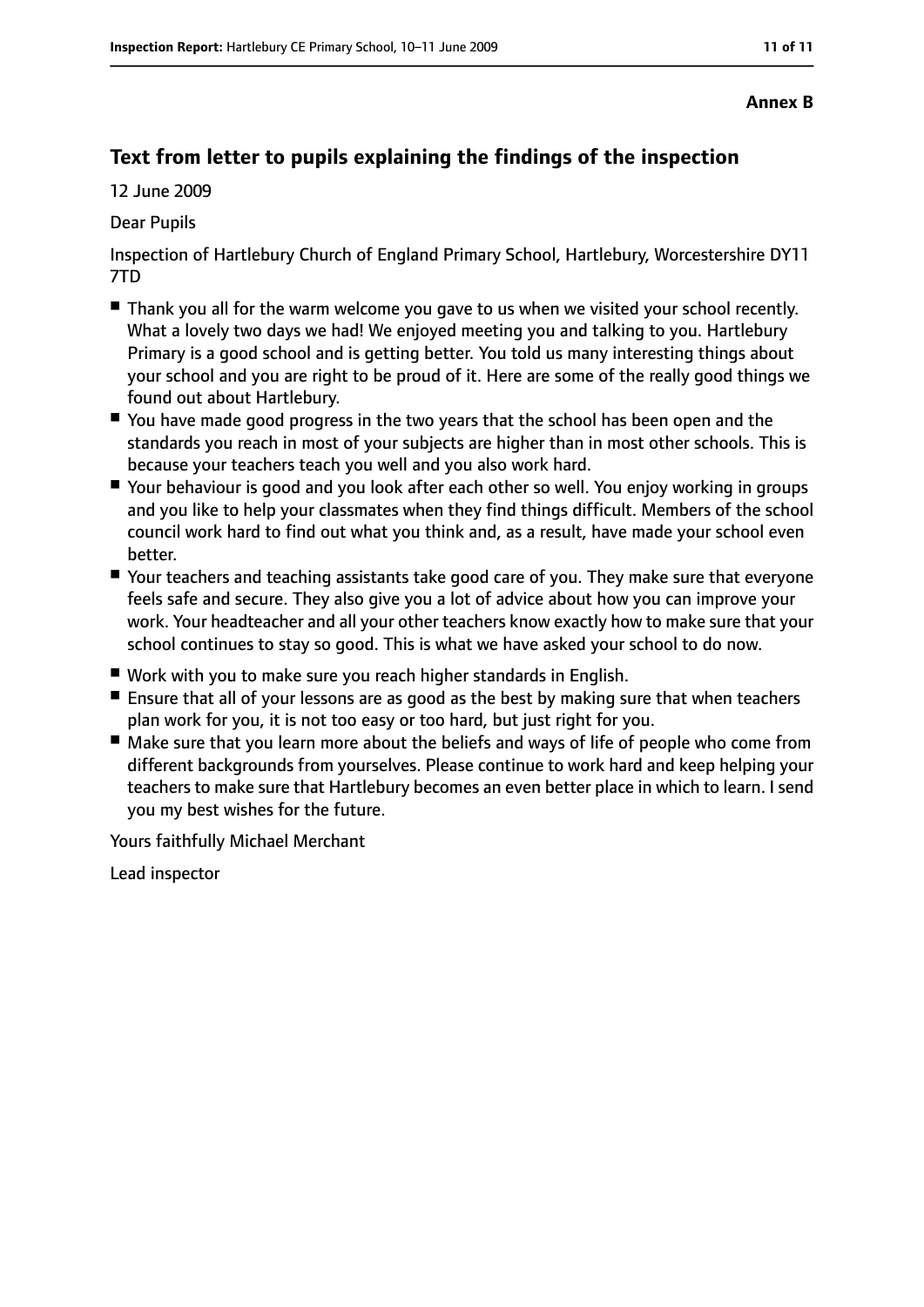**Annex B**

## Text from letter to pupils explaining the findings of the inspection

12 June 2009

Dear Pupils

Inspection of Hartlebury Church of England Primary School, Hartlebury, Worcestershire DY11 7TD

- Thank you all for the warm welcome you gave to us when we visited your school recently. What a lovely two days we had! We enjoyed meeting you and talking to you. Hartlebury Primary is a good school and is getting better. You told us many interesting things about your school and you are right to be proud of it. Here are some of the really good things we found out about Hartlebury.
- You have made good progress in the two years that the school has been open and the standards you reach in most of your subjects are higher than in most other schools. This is because your teachers teach you well and you also work hard.
- Your behaviour is good and you look after each other so well. You enjoy working in groups and you like to help your classmates when they find things difficult. Members of the school council work hard to find out what you think and, as a result, have made your school even better.
- Your teachers and teaching assistants take good care of you. They make sure that everyone feels safe and secure. They also give you a lot of advice about how you can improve your work. Your headteacher and all your other teachers know exactly how to make sure that your school continues to stay so good. This is what we have asked your school to do now.
- Work with you to make sure you reach higher standards in English.
- Ensure that all of your lessons are as good as the best by making sure that when teachers plan work for you, it is not too easy or too hard, but just right for you.
- Make sure that you learn more about the beliefs and ways of life of people who come from different backgrounds from yourselves. Please continue to work hard and keep helping your teachers to make sure that Hartlebury becomes an even better place in which to learn. I send you my best wishes for the future.

Yours faithfully Michael Merchant

Lead inspector